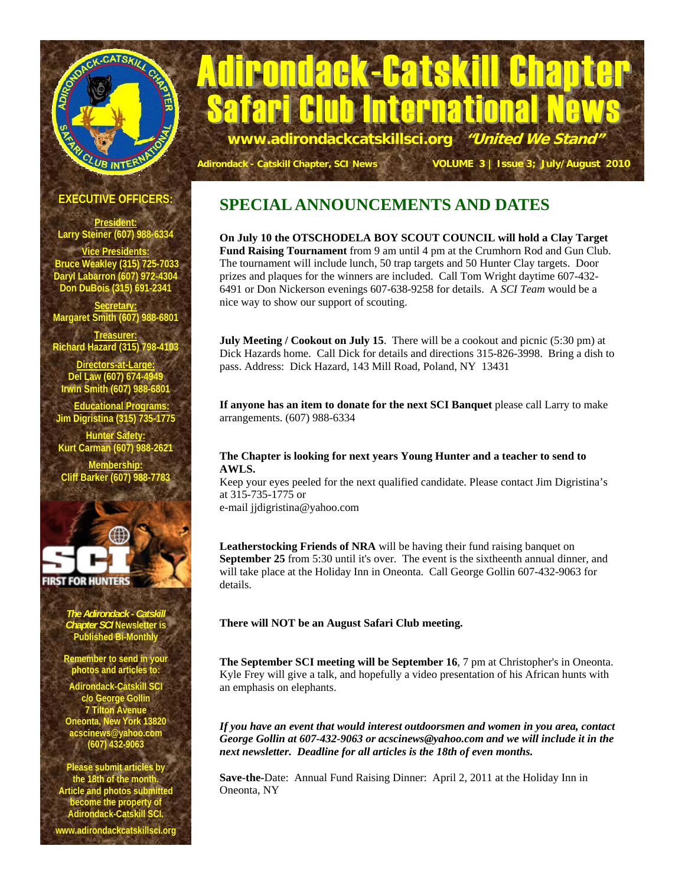# Adirondack-Catskill Chapter Safari Club International News

www.adirondackcatskillsci.org *"United We Stand"*

Adirondack - Catskill Chapter, SCI News — VOLUME 3 | Issue 3; July/August 2010

## EXECUTIVE OFFICERS:

**President:**
Larry Steiner (607) 988-6334

**Vice Presidents:**
Bruce Weakley (315) 725-7033
Daryl Labarron (607) 972-4304
Don DuBois (315) 691-2341

**Secretary:**
Margaret Smith (607) 988-6801

**Treasurer:**
Richard Hazard (315) 798-4103

**Directors-at-Large:**
Del Law (607) 674-4949
Irwin Smith (607) 988-6801

**Educational Programs:**
Jim Digristina (315) 735-1775

**Hunter Safety:**
Kurt Carman (607) 988-2621

**Membership:**
Cliff Barker (607) 988-7783

SCI FIRST FOR HUNTERS

*The Adirondack - Catskill Chapter SCI* Newsletter is Published Bi-Monthly

Remember to send in your photos and articles to:

Adirondack-Catskill SCI
c/o George Gollin
7 Tilton Avenue
Oneonta, New York 13820
acscinews@yahoo.com
(607) 432-9063

Please submit articles by the 18th of the month. Article and photos submitted become the property of Adirondack-Catskill SCI.

www.adirondackcatskillsci.org

## SPECIAL ANNOUNCEMENTS AND DATES

**On July 10 the OTSCHODELA BOY SCOUT COUNCIL will hold a Clay Target Fund Raising Tournament** from 9 am until 4 pm at the Crumhorn Rod and Gun Club. The tournament will include lunch, 50 trap targets and 50 Hunter Clay targets. Door prizes and plaques for the winners are included. Call Tom Wright daytime 607-432-6491 or Don Nickerson evenings 607-638-9258 for details. A *SCI Team* would be a nice way to show our support of scouting.

**July Meeting / Cookout on July 15**. There will be a cookout and picnic (5:30 pm) at Dick Hazards home. Call Dick for details and directions 315-826-3998. Bring a dish to pass. Address: Dick Hazard, 143 Mill Road, Poland, NY 13431

**If anyone has an item to donate for the next SCI Banquet** please call Larry to make arrangements. (607) 988-6334

**The Chapter is looking for next years Young Hunter and a teacher to send to AWLS.**
Keep your eyes peeled for the next qualified candidate. Please contact Jim Digristina's at 315-735-1775 or
e-mail jjdigristina@yahoo.com

**Leatherstocking Friends of NRA** will be having their fund raising banquet on **September 25** from 5:30 until it's over. The event is the sixtheenth annual dinner, and will take place at the Holiday Inn in Oneonta. Call George Gollin 607-432-9063 for details.

**There will NOT be an August Safari Club meeting.**

**The September SCI meeting will be September 16**, 7 pm at Christopher's in Oneonta. Kyle Frey will give a talk, and hopefully a video presentation of his African hunts with an emphasis on elephants.

***If you have an event that would interest outdoorsmen and women in you area, contact George Gollin at 607-432-9063 or acscinews@yahoo.com and we will include it in the next newsletter. Deadline for all articles is the 18th of even months.***

**Save-the-**Date: Annual Fund Raising Dinner: April 2, 2011 at the Holiday Inn in Oneonta, NY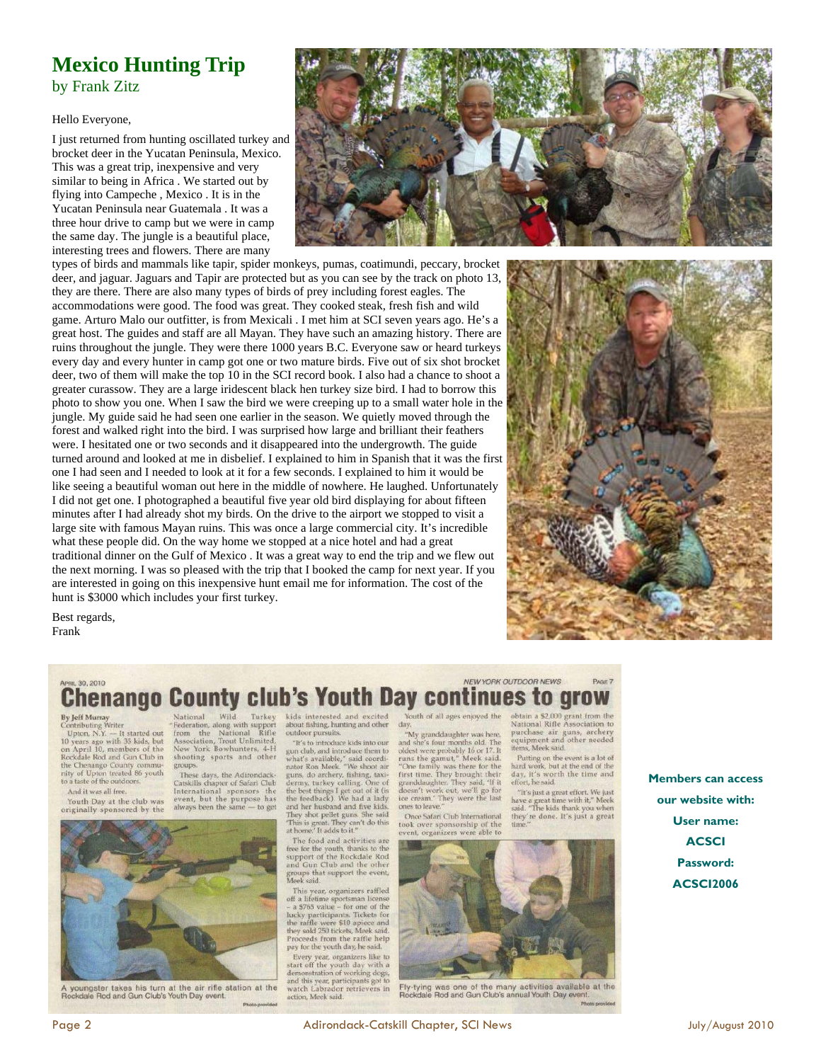# Mexico Hunting Trip

by Frank Zitz

Hello Everyone,

I just returned from hunting oscillated turkey and brocket deer in the Yucatan Peninsula, Mexico. This was a great trip, inexpensive and very similar to being in Africa . We started out by flying into Campeche , Mexico . It is in the Yucatan Peninsula near Guatemala . It was a three hour drive to camp but we were in camp the same day. The jungle is a beautiful place, interesting trees and flowers. There are many types of birds and mammals like tapir, spider monkeys, pumas, coatimundi, peccary, brocket deer, and jaguar. Jaguars and Tapir are protected but as you can see by the track on photo 13, they are there. There are also many types of birds of prey including forest eagles. The accommodations were good. The food was great. They cooked steak, fresh fish and wild game. Arturo Malo our outfitter, is from Mexicali . I met him at SCI seven years ago. He's a great host. The guides and staff are all Mayan. They have such an amazing history. There are ruins throughout the jungle. They were there 1000 years B.C. Everyone saw or heard turkeys every day and every hunter in camp got one or two mature birds. Five out of six shot brocket deer, two of them will make the top 10 in the SCI record book. I also had a chance to shoot a greater curassow. They are a large iridescent black hen turkey size bird. I had to borrow this photo to show you one. When I saw the bird we were creeping up to a small water hole in the jungle. My guide said he had seen one earlier in the season. We quietly moved through the forest and walked right into the bird. I was surprised how large and brilliant their feathers were. I hesitated one or two seconds and it disappeared into the undergrowth. The guide turned around and looked at me in disbelief. I explained to him in Spanish that it was the first one I had seen and I needed to look at it for a few seconds. I explained to him it would be like seeing a beautiful woman out here in the middle of nowhere. He laughed. Unfortunately I did not get one. I photographed a beautiful five year old bird displaying for about fifteen minutes after I had already shot my birds. On the drive to the airport we stopped to visit a large site with famous Mayan ruins. This was once a large commercial city. It's incredible what these people did. On the way home we stopped at a nice hotel and had a great traditional dinner on the Gulf of Mexico . It was a great way to end the trip and we flew out the next morning. I was so pleased with the trip that I booked the camp for next year. If you are interested in going on this inexpensive hunt email me for information. The cost of the hunt is $3000 which includes your first turkey.

Best regards,
Frank

---

April 30, 2010 — New York Outdoor News — Page 7

# Chenango County club's Youth Day continues to grow

By Jeff Murray
Contributing Writer

Upton, N.Y. — It started out 10 years ago with 35 kids, but on April 10, members of the Rockdale Rod and Gun Club in the Chenango County community of Upton treated 86 youth to a taste of the outdoors.

And it was all free.

Youth Day at the club was originally sponsored by the National Wild Turkey Federation, along with support from the National Rifle Association, Trout Unlimited, New York Bowhunters, 4-H shooting sports and other groups.

These days, the Adirondack-Catskills chapter of Safari Club International sponsors the event, but the purpose has always been the same — to get kids interested and excited about fishing, hunting and other outdoor pursuits.

"It's to introduce kids into our gun club, and introduce them to what's available," said coordinator Ron Meek. "We shoot air guns, do archery, fishing, taxidermy, turkey calling. One of the best things I get out of it (is the feedback). We had a lady and her husband and five kids. They shot pellet guns. She said 'This is great. They can't do this at home.' It adds to it."

The food and activities are free for the youth, thanks to the support of the Rockdale Rod and Gun Club and the other groups that support the event, Meek said.

This year, organizers raffled off a lifetime sportsman license – a $765 value – for one of the lucky participants. Tickets for the raffle were $10 apiece and they sold 250 tickets, Meek said. Proceeds from the raffle help pay for the youth day, he said.

Every year, organizers like to start off the youth day with a demonstration of working dogs, and this year, participants got to watch Labrador retrievers in action, Meek said.

Youth of all ages enjoyed the day.

"My granddaughter was here, and she's four months old. The oldest were probably 16 or 17. It runs the gamut," Meek said. "One family was there for the first time. They brought their granddaughter. They said, 'If it doesn't work out, we'll go for ice cream.' They were the last ones to leave."

Once Safari Club International took over sponsorship of the event, organizers were able to obtain a $2,000 grant from the National Rifle Association to purchase air guns, archery equipment and other needed items, Meek said.

Putting on the event is a lot of hard work, but at the end of the day, it's worth the time and effort, he said.

"It's just a great effort. We just have a great time with it," Meek said. "The kids thank you when they're done. It's just a great time."

A youngster takes his turn at the air rifle station at the Rockdale Rod and Gun Club's Youth Day event. Photo provided

Fly-tying was one of the many activities available at the Rockdale Rod and Gun Club's annual Youth Day event. Photo provided

---

**Members can access our website with:**
**User name: ACSCI**
**Password: ACSCI2006**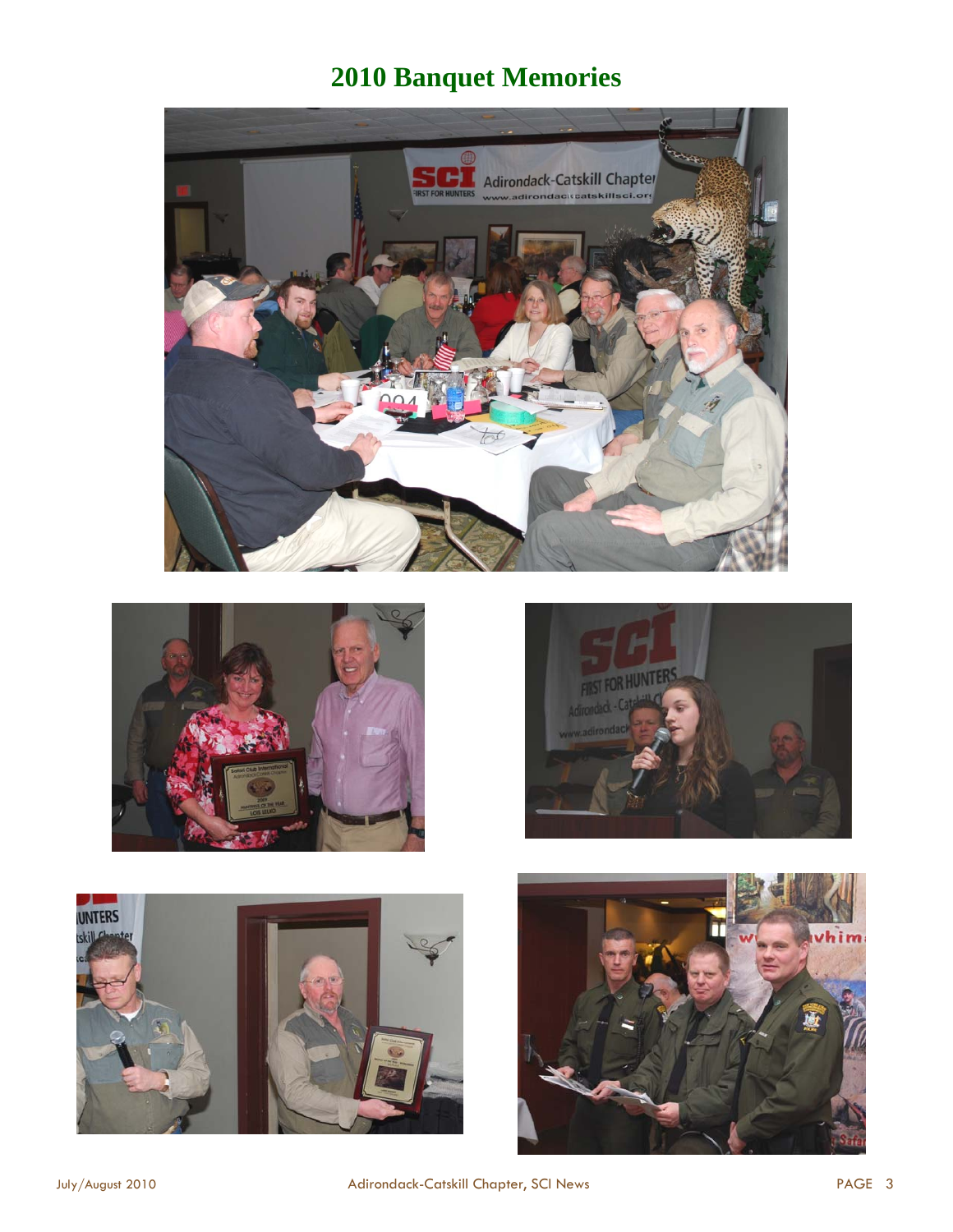# 2010 Banquet Memories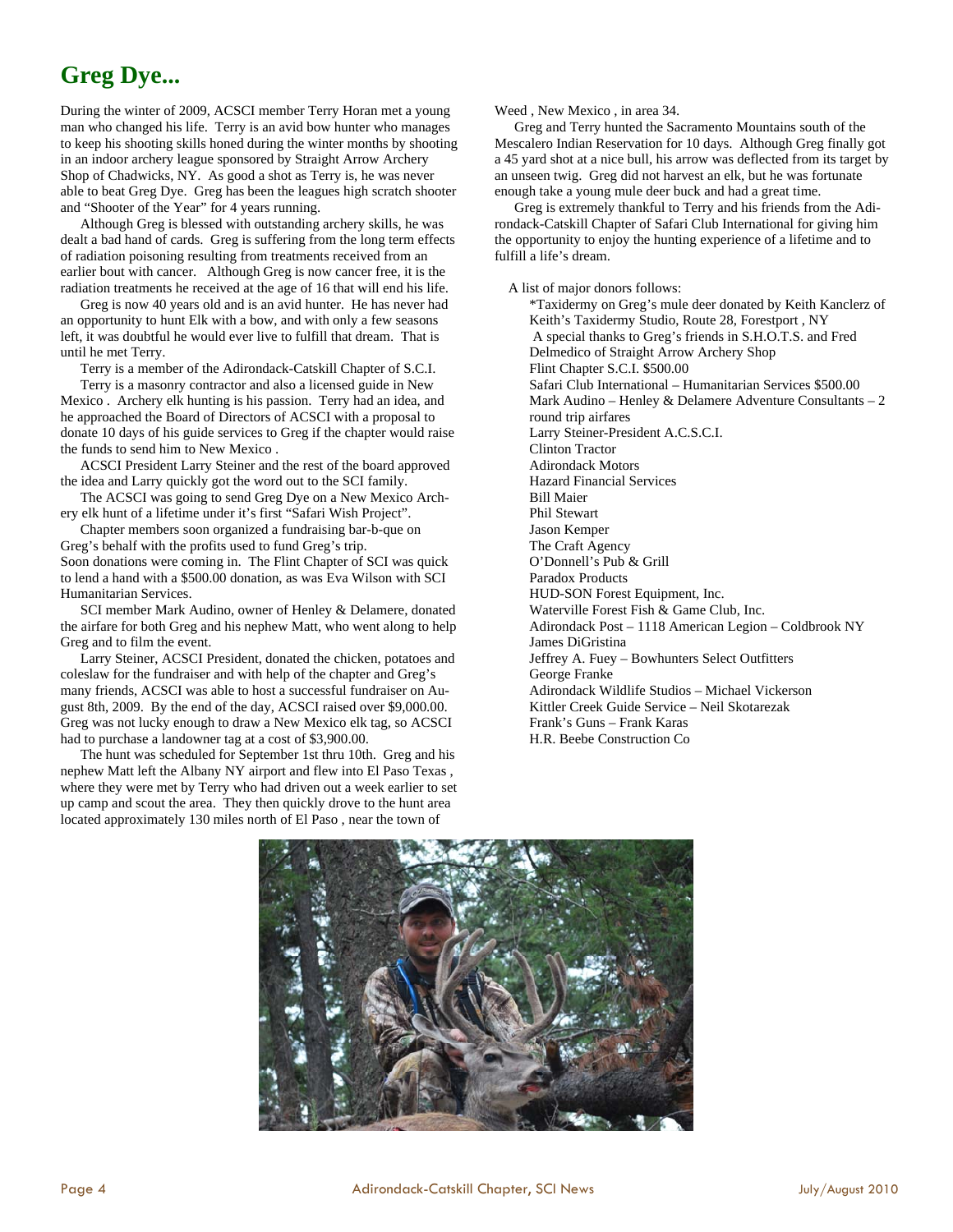## Greg Dye...

During the winter of 2009, ACSCI member Terry Horan met a young man who changed his life. Terry is an avid bow hunter who manages to keep his shooting skills honed during the winter months by shooting in an indoor archery league sponsored by Straight Arrow Archery Shop of Chadwicks, NY. As good a shot as Terry is, he was never able to beat Greg Dye. Greg has been the leagues high scratch shooter and "Shooter of the Year" for 4 years running.

Although Greg is blessed with outstanding archery skills, he was dealt a bad hand of cards. Greg is suffering from the long term effects of radiation poisoning resulting from treatments received from an earlier bout with cancer. Although Greg is now cancer free, it is the radiation treatments he received at the age of 16 that will end his life.

Greg is now 40 years old and is an avid hunter. He has never had an opportunity to hunt Elk with a bow, and with only a few seasons left, it was doubtful he would ever live to fulfill that dream. That is until he met Terry.

Terry is a member of the Adirondack-Catskill Chapter of S.C.I.

Terry is a masonry contractor and also a licensed guide in New Mexico . Archery elk hunting is his passion. Terry had an idea, and he approached the Board of Directors of ACSCI with a proposal to donate 10 days of his guide services to Greg if the chapter would raise the funds to send him to New Mexico .

ACSCI President Larry Steiner and the rest of the board approved the idea and Larry quickly got the word out to the SCI family.

The ACSCI was going to send Greg Dye on a New Mexico Archery elk hunt of a lifetime under it's first "Safari Wish Project".

Chapter members soon organized a fundraising bar-b-que on Greg's behalf with the profits used to fund Greg's trip.
Soon donations were coming in. The Flint Chapter of SCI was quick to lend a hand with a $500.00 donation, as was Eva Wilson with SCI Humanitarian Services.

SCI member Mark Audino, owner of Henley & Delamere, donated the airfare for both Greg and his nephew Matt, who went along to help Greg and to film the event.

Larry Steiner, ACSCI President, donated the chicken, potatoes and coleslaw for the fundraiser and with help of the chapter and Greg's many friends, ACSCI was able to host a successful fundraiser on August 8th, 2009. By the end of the day, ACSCI raised over $9,000.00. Greg was not lucky enough to draw a New Mexico elk tag, so ACSCI had to purchase a landowner tag at a cost of $3,900.00.

The hunt was scheduled for September 1st thru 10th. Greg and his nephew Matt left the Albany NY airport and flew into El Paso Texas , where they were met by Terry who had driven out a week earlier to set up camp and scout the area. They then quickly drove to the hunt area located approximately 130 miles north of El Paso , near the town of Weed , New Mexico , in area 34.

Greg and Terry hunted the Sacramento Mountains south of the Mescalero Indian Reservation for 10 days. Although Greg finally got a 45 yard shot at a nice bull, his arrow was deflected from its target by an unseen twig. Greg did not harvest an elk, but he was fortunate enough take a young mule deer buck and had a great time.

Greg is extremely thankful to Terry and his friends from the Adirondack-Catskill Chapter of Safari Club International for giving him the opportunity to enjoy the hunting experience of a lifetime and to fulfill a life's dream.

A list of major donors follows:

*Taxidermy on Greg's mule deer donated by Keith Kanclerz of Keith's Taxidermy Studio, Route 28, Forestport , NY
A special thanks to Greg's friends in S.H.O.T.S. and Fred Delmedico of Straight Arrow Archery Shop
Flint Chapter S.C.I. $500.00
Safari Club International – Humanitarian Services $500.00
Mark Audino – Henley & Delamere Adventure Consultants – 2 round trip airfares
Larry Steiner-President A.C.S.C.I.
Clinton Tractor
Adirondack Motors
Hazard Financial Services
Bill Maier
Phil Stewart
Jason Kemper
The Craft Agency
O'Donnell's Pub & Grill
Paradox Products
HUD-SON Forest Equipment, Inc.
Waterville Forest Fish & Game Club, Inc.
Adirondack Post – 1118 American Legion – Coldbrook NY
James DiGristina
Jeffrey A. Fuey – Bowhunters Select Outfitters
George Franke
Adirondack Wildlife Studios – Michael Vickerson
Kittler Creek Guide Service – Neil Skotarezak
Frank's Guns – Frank Karas
H.R. Beebe Construction Co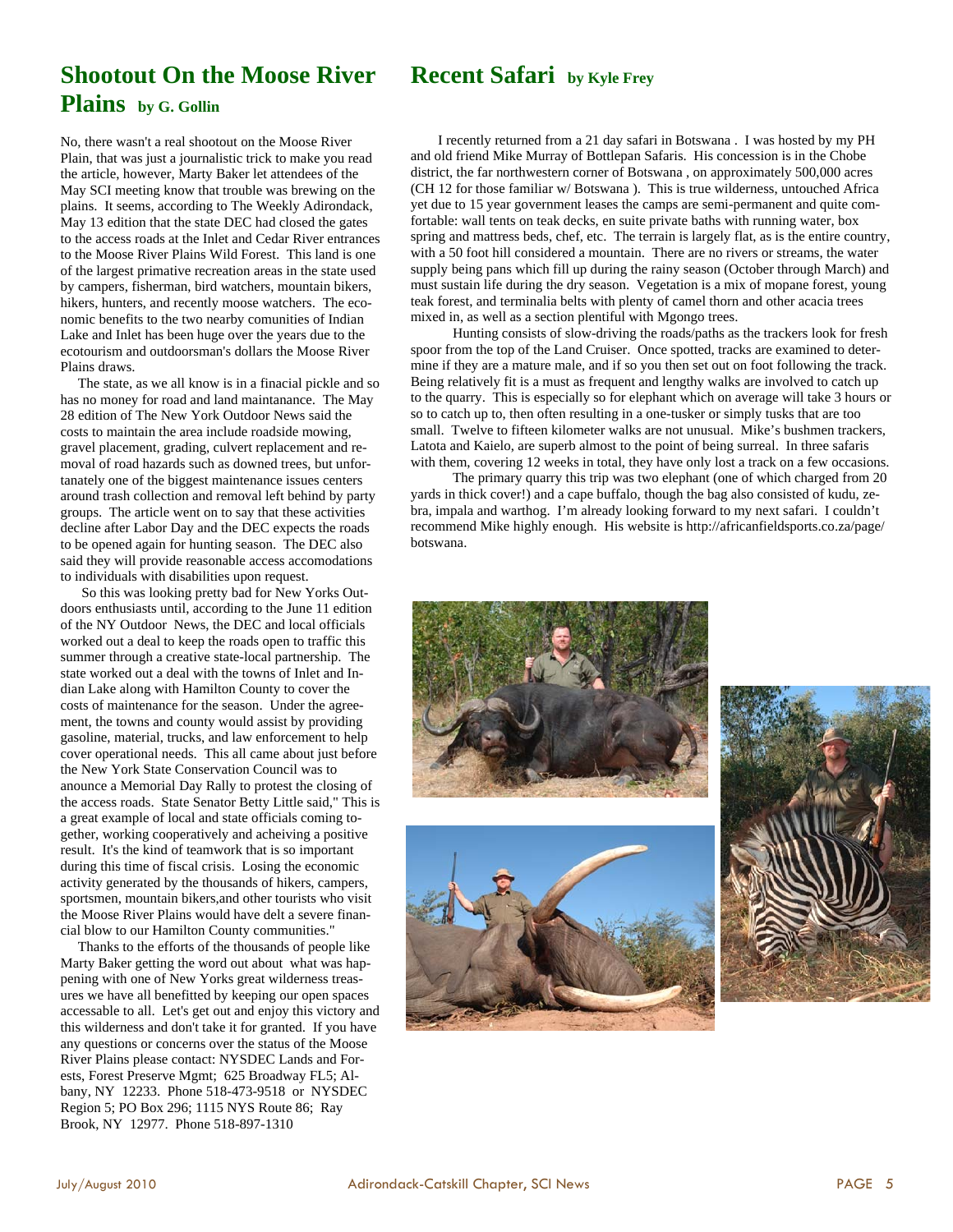## Shootout On the Moose River Plains by G. Gollin

No, there wasn't a real shootout on the Moose River Plain, that was just a journalistic trick to make you read the article, however, Marty Baker let attendees of the May SCI meeting know that trouble was brewing on the plains. It seems, according to The Weekly Adirondack, May 13 edition that the state DEC had closed the gates to the access roads at the Inlet and Cedar River entrances to the Moose River Plains Wild Forest. This land is one of the largest primative recreation areas in the state used by campers, fisherman, bird watchers, mountain bikers, hikers, hunters, and recently moose watchers. The economic benefits to the two nearby comunities of Indian Lake and Inlet has been huge over the years due to the ecotourism and outdoorsman's dollars the Moose River Plains draws.

The state, as we all know is in a finacial pickle and so has no money for road and land maintanance. The May 28 edition of The New York Outdoor News said the costs to maintain the area include roadside mowing, gravel placement, grading, culvert replacement and removal of road hazards such as downed trees, but unfortanately one of the biggest maintenance issues centers around trash collection and removal left behind by party groups. The article went on to say that these activities decline after Labor Day and the DEC expects the roads to be opened again for hunting season. The DEC also said they will provide reasonable access accomodations to individuals with disabilities upon request.

So this was looking pretty bad for New Yorks Outdoors enthusiasts until, according to the June 11 edition of the NY Outdoor News, the DEC and local officials worked out a deal to keep the roads open to traffic this summer through a creative state-local partnership. The state worked out a deal with the towns of Inlet and Indian Lake along with Hamilton County to cover the costs of maintenance for the season. Under the agreement, the towns and county would assist by providing gasoline, material, trucks, and law enforcement to help cover operational needs. This all came about just before the New York State Conservation Council was to anounce a Memorial Day Rally to protest the closing of the access roads. State Senator Betty Little said," This is a great example of local and state officials coming together, working cooperatively and acheiving a positive result. It's the kind of teamwork that is so important during this time of fiscal crisis. Losing the economic activity generated by the thousands of hikers, campers, sportsmen, mountain bikers,and other tourists who visit the Moose River Plains would have delt a severe financial blow to our Hamilton County communities."

Thanks to the efforts of the thousands of people like Marty Baker getting the word out about what was happening with one of New Yorks great wilderness treasures we have all benefitted by keeping our open spaces accessable to all. Let's get out and enjoy this victory and this wilderness and don't take it for granted. If you have any questions or concerns over the status of the Moose River Plains please contact: NYSDEC Lands and Forests, Forest Preserve Mgmt; 625 Broadway FL5; Albany, NY 12233. Phone 518-473-9518 or NYSDEC Region 5; PO Box 296; 1115 NYS Route 86; Ray Brook, NY 12977. Phone 518-897-1310

## Recent Safari by Kyle Frey

I recently returned from a 21 day safari in Botswana . I was hosted by my PH and old friend Mike Murray of Bottlepan Safaris. His concession is in the Chobe district, the far northwestern corner of Botswana , on approximately 500,000 acres (CH 12 for those familiar w/ Botswana ). This is true wilderness, untouched Africa yet due to 15 year government leases the camps are semi-permanent and quite comfortable: wall tents on teak decks, en suite private baths with running water, box spring and mattress beds, chef, etc. The terrain is largely flat, as is the entire country, with a 50 foot hill considered a mountain. There are no rivers or streams, the water supply being pans which fill up during the rainy season (October through March) and must sustain life during the dry season. Vegetation is a mix of mopane forest, young teak forest, and terminalia belts with plenty of camel thorn and other acacia trees mixed in, as well as a section plentiful with Mgongo trees.

Hunting consists of slow-driving the roads/paths as the trackers look for fresh spoor from the top of the Land Cruiser. Once spotted, tracks are examined to determine if they are a mature male, and if so you then set out on foot following the track. Being relatively fit is a must as frequent and lengthy walks are involved to catch up to the quarry. This is especially so for elephant which on average will take 3 hours or so to catch up to, then often resulting in a one-tusker or simply tusks that are too small. Twelve to fifteen kilometer walks are not unusual. Mike's bushmen trackers, Latota and Kaielo, are superb almost to the point of being surreal. In three safaris with them, covering 12 weeks in total, they have only lost a track on a few occasions.

The primary quarry this trip was two elephant (one of which charged from 20 yards in thick cover!) and a cape buffalo, though the bag also consisted of kudu, zebra, impala and warthog. I'm already looking forward to my next safari. I couldn't recommend Mike highly enough. His website is http://africanfieldsports.co.za/page/botswana.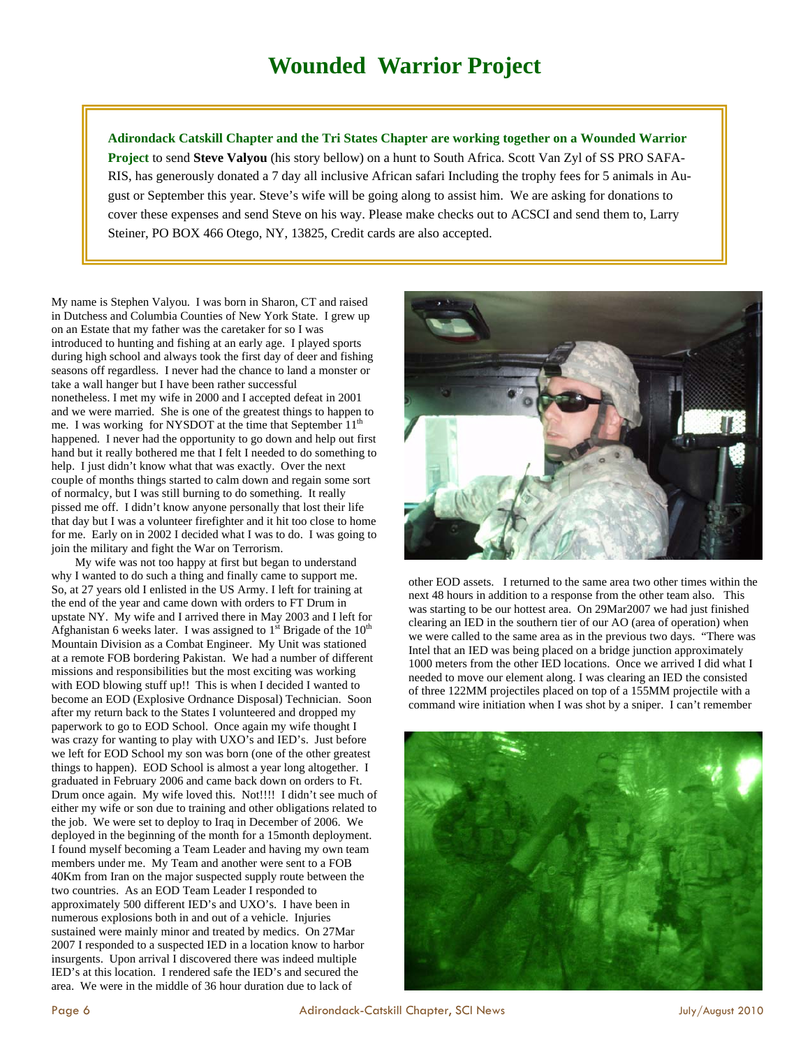# Wounded Warrior Project

**Adirondack Catskill Chapter and the Tri States Chapter are working together on a Wounded Warrior Project** to send **Steve Valyou** (his story bellow) on a hunt to South Africa. Scott Van Zyl of SS PRO SAFARIS, has generously donated a 7 day all inclusive African safari Including the trophy fees for 5 animals in August or September this year. Steve's wife will be going along to assist him. We are asking for donations to cover these expenses and send Steve on his way. Please make checks out to ACSCI and send them to, Larry Steiner, PO BOX 466 Otego, NY, 13825, Credit cards are also accepted.

My name is Stephen Valyou. I was born in Sharon, CT and raised in Dutchess and Columbia Counties of New York State. I grew up on an Estate that my father was the caretaker for so I was introduced to hunting and fishing at an early age. I played sports during high school and always took the first day of deer and fishing seasons off regardless. I never had the chance to land a monster or take a wall hanger but I have been rather successful nonetheless. I met my wife in 2000 and I accepted defeat in 2001 and we were married. She is one of the greatest things to happen to me. I was working for NYSDOT at the time that September 11th happened. I never had the opportunity to go down and help out first hand but it really bothered me that I felt I needed to do something to help. I just didn't know what that was exactly. Over the next couple of months things started to calm down and regain some sort of normalcy, but I was still burning to do something. It really pissed me off. I didn't know anyone personally that lost their life that day but I was a volunteer firefighter and it hit too close to home for me. Early on in 2002 I decided what I was to do. I was going to join the military and fight the War on Terrorism.

My wife was not too happy at first but began to understand why I wanted to do such a thing and finally came to support me. So, at 27 years old I enlisted in the US Army. I left for training at the end of the year and came down with orders to FT Drum in upstate NY. My wife and I arrived there in May 2003 and I left for Afghanistan 6 weeks later. I was assigned to 1st Brigade of the 10th Mountain Division as a Combat Engineer. My Unit was stationed at a remote FOB bordering Pakistan. We had a number of different missions and responsibilities but the most exciting was working with EOD blowing stuff up!! This is when I decided I wanted to become an EOD (Explosive Ordnance Disposal) Technician. Soon after my return back to the States I volunteered and dropped my paperwork to go to EOD School. Once again my wife thought I was crazy for wanting to play with UXO's and IED's. Just before we left for EOD School my son was born (one of the other greatest things to happen). EOD School is almost a year long altogether. I graduated in February 2006 and came back down on orders to Ft. Drum once again. My wife loved this. Not!!!! I didn't see much of either my wife or son due to training and other obligations related to the job. We were set to deploy to Iraq in December of 2006. We deployed in the beginning of the month for a 15month deployment. I found myself becoming a Team Leader and having my own team members under me. My Team and another were sent to a FOB 40Km from Iran on the major suspected supply route between the two countries. As an EOD Team Leader I responded to approximately 500 different IED's and UXO's. I have been in numerous explosions both in and out of a vehicle. Injuries sustained were mainly minor and treated by medics. On 27Mar 2007 I responded to a suspected IED in a location know to harbor insurgents. Upon arrival I discovered there was indeed multiple IED's at this location. I rendered safe the IED's and secured the area. We were in the middle of 36 hour duration due to lack of other EOD assets. I returned to the same area two other times within the next 48 hours in addition to a response from the other team also. This was starting to be our hottest area. On 29Mar2007 we had just finished clearing an IED in the southern tier of our AO (area of operation) when we were called to the same area as in the previous two days. "There was Intel that an IED was being placed on a bridge junction approximately 1000 meters from the other IED locations. Once we arrived I did what I needed to move our element along. I was clearing an IED the consisted of three 122MM projectiles placed on top of a 155MM projectile with a command wire initiation when I was shot by a sniper. I can't remember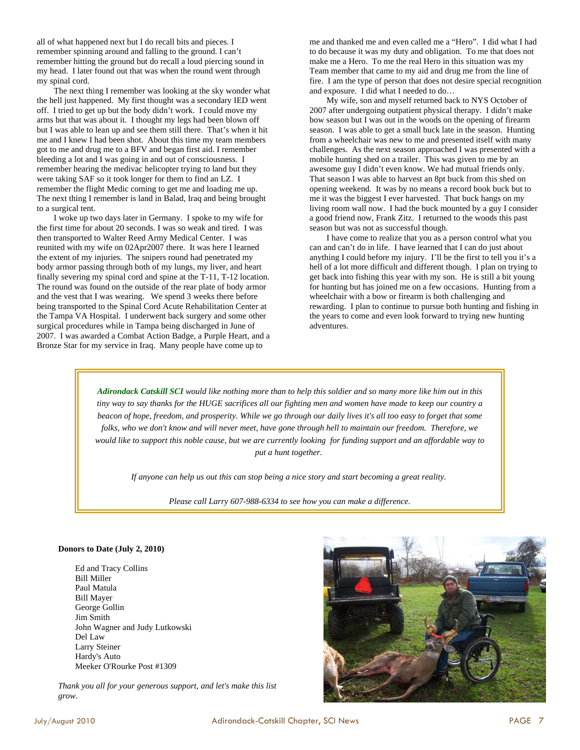all of what happened next but I do recall bits and pieces. I remember spinning around and falling to the ground. I can't remember hitting the ground but do recall a loud piercing sound in my head. I later found out that was when the round went through my spinal cord.

The next thing I remember was looking at the sky wonder what the hell just happened. My first thought was a secondary IED went off. I tried to get up but the body didn't work. I could move my arms but that was about it. I thought my legs had been blown off but I was able to lean up and see them still there. That's when it hit me and I knew I had been shot. About this time my team members got to me and drug me to a BFV and began first aid. I remember bleeding a lot and I was going in and out of consciousness. I remember hearing the medivac helicopter trying to land but they were taking SAF so it took longer for them to find an LZ. I remember the flight Medic coming to get me and loading me up. The next thing I remember is land in Balad, Iraq and being brought to a surgical tent.

I woke up two days later in Germany. I spoke to my wife for the first time for about 20 seconds. I was so weak and tired. I was then transported to Walter Reed Army Medical Center. I was reunited with my wife on 02Apr2007 there. It was here I learned the extent of my injuries. The snipers round had penetrated my body armor passing through both of my lungs, my liver, and heart finally severing my spinal cord and spine at the T-11, T-12 location. The round was found on the outside of the rear plate of body armor and the vest that I was wearing. We spend 3 weeks there before being transported to the Spinal Cord Acute Rehabilitation Center at the Tampa VA Hospital. I underwent back surgery and some other surgical procedures while in Tampa being discharged in June of 2007. I was awarded a Combat Action Badge, a Purple Heart, and a Bronze Star for my service in Iraq. Many people have come up to me and thanked me and even called me a "Hero". I did what I had to do because it was my duty and obligation. To me that does not make me a Hero. To me the real Hero in this situation was my Team member that came to my aid and drug me from the line of fire. I am the type of person that does not desire special recognition and exposure. I did what I needed to do…

My wife, son and myself returned back to NYS October of 2007 after undergoing outpatient physical therapy. I didn't make bow season but I was out in the woods on the opening of firearm season. I was able to get a small buck late in the season. Hunting from a wheelchair was new to me and presented itself with many challenges. As the next season approached I was presented with a mobile hunting shed on a trailer. This was given to me by an awesome guy I didn't even know. We had mutual friends only. That season I was able to harvest an 8pt buck from this shed on opening weekend. It was by no means a record book buck but to me it was the biggest I ever harvested. That buck hangs on my living room wall now. I had the buck mounted by a guy I consider a good friend now, Frank Zitz. I returned to the woods this past season but was not as successful though.

I have come to realize that you as a person control what you can and can't do in life. I have learned that I can do just about anything I could before my injury. I'll be the first to tell you it's a hell of a lot more difficult and different though. I plan on trying to get back into fishing this year with my son. He is still a bit young for hunting but has joined me on a few occasions. Hunting from a wheelchair with a bow or firearm is both challenging and rewarding. I plan to continue to pursue both hunting and fishing in the years to come and even look forward to trying new hunting adventures.

***Adirondack Catskill SCI** would like nothing more than to help this soldier and so many more like him out in this tiny way to say thanks for the HUGE sacrifices all our fighting men and women have made to keep our country a beacon of hope, freedom, and prosperity. While we go through our daily lives it's all too easy to forget that some folks, who we don't know and will never meet, have gone through hell to maintain our freedom. Therefore, we would like to support this noble cause, but we are currently looking for funding support and an affordable way to put a hunt together.*

*If anyone can help us out this can stop being a nice story and start becoming a great reality.*

*Please call Larry 607-988-6334 to see how you can make a difference.*

**Donors to Date (July 2, 2010)**

- Ed and Tracy Collins
- Bill Miller
- Paul Matula
- Bill Mayer
- George Gollin
- Jim Smith
- John Wagner and Judy Lutkowski
- Del Law
- Larry Steiner
- Hardy's Auto
- Meeker O'Rourke Post #1309

*Thank you all for your generous support, and let's make this list grow.*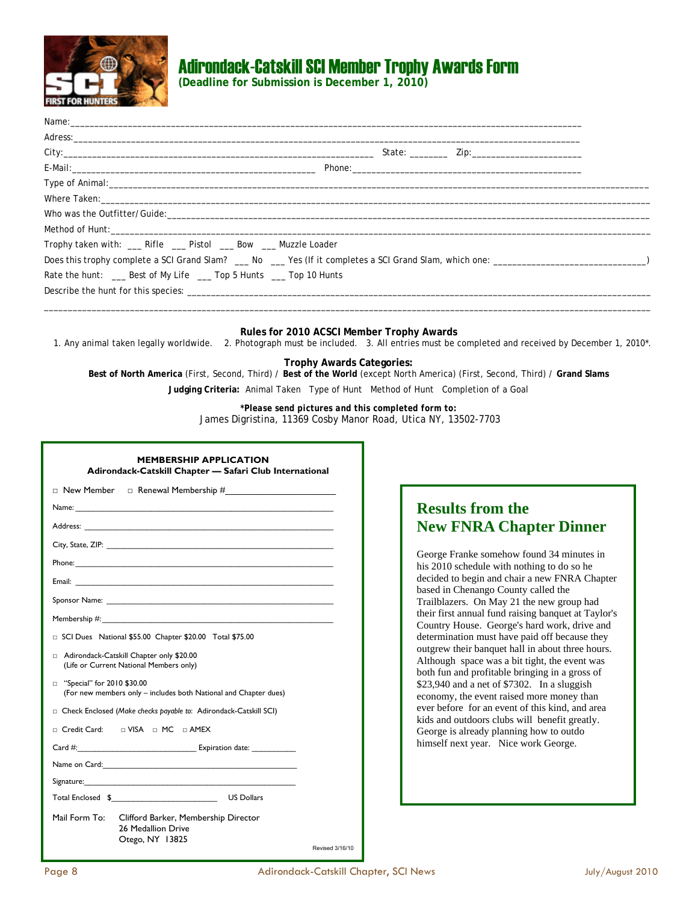# Adirondack-Catskill SCI Member Trophy Awards Form

**(Deadline for Submission is December 1, 2010)**

Name:___________________________________________________________________________

Adress:__________________________________________________________________________

City:_______________________________________________ State: ________ Zip:______________________

E-Mail:___________________________________ Phone:___________________________________

Type of Animal:_____________________________________________________________________

Where Taken:_______________________________________________________________________

Who was the Outfitter/Guide:__________________________________________________________

Method of Hunt:____________________________________________________________________

Trophy taken with: ___ Rifle ___ Pistol ___ Bow ___ Muzzle Loader

Does this trophy complete a SCI Grand Slam? ___ No ___ Yes (If it completes a SCI Grand Slam, which one: ______________________)

Rate the hunt: ___ Best of My Life ___ Top 5 Hunts ___ Top 10 Hunts

Describe the hunt for this species: ______________________________________________________

_____________________________________________________________________________________

**Rules for 2010 ACSCI Member Trophy Awards**

1. Any animal taken legally worldwide. 2. Photograph must be included. 3. All entries must be completed and received by December 1, 2010*.

**Trophy Awards Categories:**

**Best of North America** (First, Second, Third) / **Best of the World** (except North America) (First, Second, Third) / **Grand Slams**

**Judging Criteria:** Animal Taken Type of Hunt Method of Hunt Completion of a Goal

***Please send pictures and this completed form to:***

James Digristina, 11369 Cosby Manor Road, Utica NY, 13502-7703

**MEMBERSHIP APPLICATION**
**Adirondack-Catskill Chapter — Safari Club International**

□ New Member □ Renewal Membership #____________________

Name: ___________________________________________

Address: _________________________________________

City, State, ZIP: ___________________________________

Phone: ___________________________________________

Email: ___________________________________________

Sponsor Name: ____________________________________

Membership #:_____________________________________

□ SCI Dues National $55.00 Chapter $20.00 Total $75.00

□ Adirondack-Catskill Chapter only $20.00
(Life or Current National Members only)

□ "Special" for 2010 $30.00
(For new members only – includes both National and Chapter dues)

□ Check Enclosed (*Make checks payable to:* Adirondack-Catskill SCI)

□ Credit Card: □ VISA □ MC □ AMEX

Card #:_________________________ Expiration date: __________

Name on Card:______________________________________

Signature:__________________________________________

Total Enclosed $______________________ US Dollars

Mail Form To: Clifford Barker, Membership Director
26 Medallion Drive
Otego, NY 13825

Revised 3/16/10

## Results from the New FNRA Chapter Dinner

George Franke somehow found 34 minutes in his 2010 schedule with nothing to do so he decided to begin and chair a new FNRA Chapter based in Chenango County called the Trailblazers. On May 21 the new group had their first annual fund raising banquet at Taylor's Country House. George's hard work, drive and determination must have paid off because they outgrew their banquet hall in about three hours. Although space was a bit tight, the event was both fun and profitable bringing in a gross of $23,940 and a net of $7302. In a sluggish economy, the event raised more money than ever before for an event of this kind, and area kids and outdoors clubs will benefit greatly. George is already planning how to outdo himself next year. Nice work George.